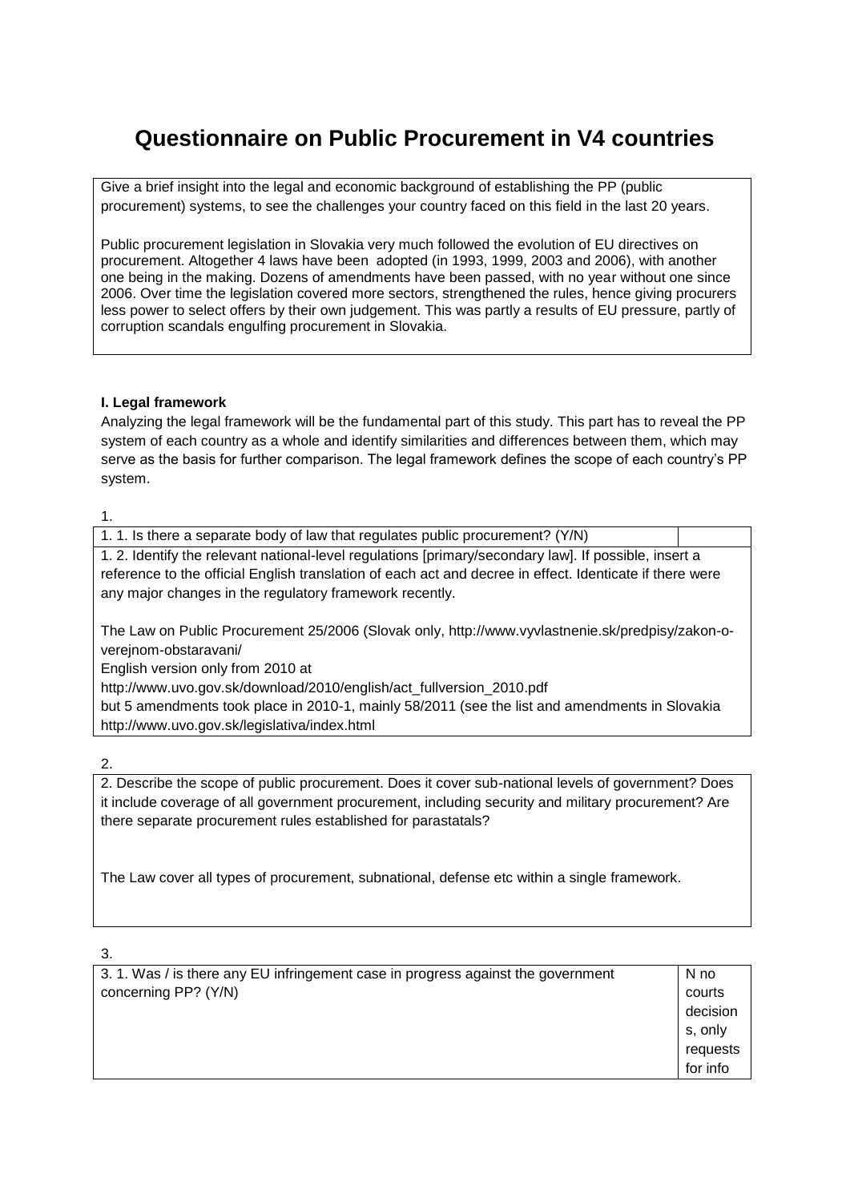# Questionnaire on Public Procurement in V4 countries

| Give a brief insight into the legal and economic background of establishing the PP (public procurement) systems, to see the challenges your country faced on this field in the last 20 years.<br><br>Public procurement legislation in Slovakia very much followed the evolution of EU directives on procurement. Altogether 4 laws have been adopted (in 1993, 1999, 2003 and 2006), with another one being in the making. Dozens of amendments have been passed, with no year without one since 2006. Over time the legislation covered more sectors, strengthened the rules, hence giving procurers less power to select offers by their own judgement. This was partly a results of EU pressure, partly of corruption scandals engulfing procurement in Slovakia. |
|---|

**I. Legal framework**

Analyzing the legal framework will be the fundamental part of this study. This part has to reveal the PP system of each country as a whole and identify similarities and differences between them, which may serve as the basis for further comparison. The legal framework defines the scope of each country's PP system.

1.

| 1. 1. Is there a separate body of law that regulates public procurement? (Y/N) | |
|---|---|
| 1. 2. Identify the relevant national-level regulations [primary/secondary law]. If possible, insert a reference to the official English translation of each act and decree in effect. Identicate if there were any major changes in the regulatory framework recently.<br><br>The Law on Public Procurement 25/2006 (Slovak only, http://www.vyvlastnenie.sk/predpisy/zakon-o-verejnom-obstaravani/<br>English version only from 2010 at<br>http://www.uvo.gov.sk/download/2010/english/act_fullversion_2010.pdf<br>but 5 amendments took place in 2010-1, mainly 58/2011 (see the list and amendments in Slovakia http://www.uvo.gov.sk/legislativa/index.html | |

2.

| 2. Describe the scope of public procurement. Does it cover sub-national levels of government? Does it include coverage of all government procurement, including security and military procurement? Are there separate procurement rules established for parastatals?<br><br>The Law cover all types of procurement, subnational, defense etc within a single framework. |
|---|

3.

| 3. 1. Was / is there any EU infringement case in progress against the government concerning PP? (Y/N) | N no courts decisions, only requests for info |
|---|---|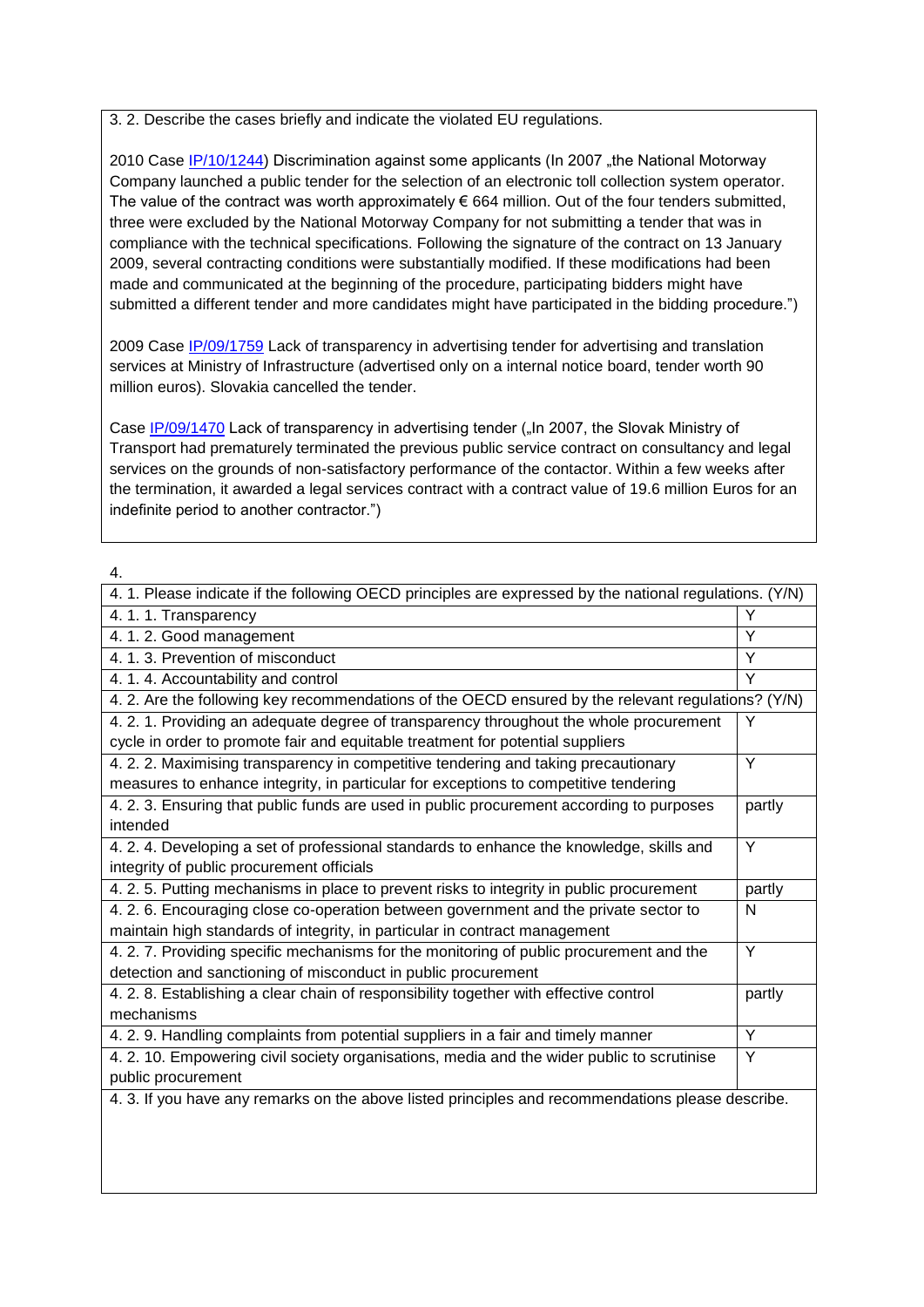3. 2. Describe the cases briefly and indicate the violated EU regulations.

2010 Case IP/10/1244) Discrimination against some applicants (In 2007 „the National Motorway Company launched a public tender for the selection of an electronic toll collection system operator. The value of the contract was worth approximately € 664 million. Out of the four tenders submitted, three were excluded by the National Motorway Company for not submitting a tender that was in compliance with the technical specifications. Following the signature of the contract on 13 January 2009, several contracting conditions were substantially modified. If these modifications had been made and communicated at the beginning of the procedure, participating bidders might have submitted a different tender and more candidates might have participated in the bidding procedure.")

2009 Case IP/09/1759 Lack of transparency in advertising tender for advertising and translation services at Ministry of Infrastructure (advertised only on a internal notice board, tender worth 90 million euros). Slovakia cancelled the tender.

Case IP/09/1470 Lack of transparency in advertising tender („In 2007, the Slovak Ministry of Transport had prematurely terminated the previous public service contract on consultancy and legal services on the grounds of non-satisfactory performance of the contactor. Within a few weeks after the termination, it awarded a legal services contract with a contract value of 19.6 million Euros for an indefinite period to another contractor.")

4.

| 4. 1. Please indicate if the following OECD principles are expressed by the national regulations. (Y/N) | |
|---|---|
| 4. 1. 1. Transparency | Y |
| 4. 1. 2. Good management | Y |
| 4. 1. 3. Prevention of misconduct | Y |
| 4. 1. 4. Accountability and control | Y |
| 4. 2. Are the following key recommendations of the OECD ensured by the relevant regulations? (Y/N) | |
| 4. 2. 1. Providing an adequate degree of transparency throughout the whole procurement cycle in order to promote fair and equitable treatment for potential suppliers | Y |
| 4. 2. 2. Maximising transparency in competitive tendering and taking precautionary measures to enhance integrity, in particular for exceptions to competitive tendering | Y |
| 4. 2. 3. Ensuring that public funds are used in public procurement according to purposes intended | partly |
| 4. 2. 4. Developing a set of professional standards to enhance the knowledge, skills and integrity of public procurement officials | Y |
| 4. 2. 5. Putting mechanisms in place to prevent risks to integrity in public procurement | partly |
| 4. 2. 6. Encouraging close co-operation between government and the private sector to maintain high standards of integrity, in particular in contract management | N |
| 4. 2. 7. Providing specific mechanisms for the monitoring of public procurement and the detection and sanctioning of misconduct in public procurement | Y |
| 4. 2. 8. Establishing a clear chain of responsibility together with effective control mechanisms | partly |
| 4. 2. 9. Handling complaints from potential suppliers in a fair and timely manner | Y |
| 4. 2. 10. Empowering civil society organisations, media and the wider public to scrutinise public procurement | Y |
| 4. 3. If you have any remarks on the above listed principles and recommendations please describe. | |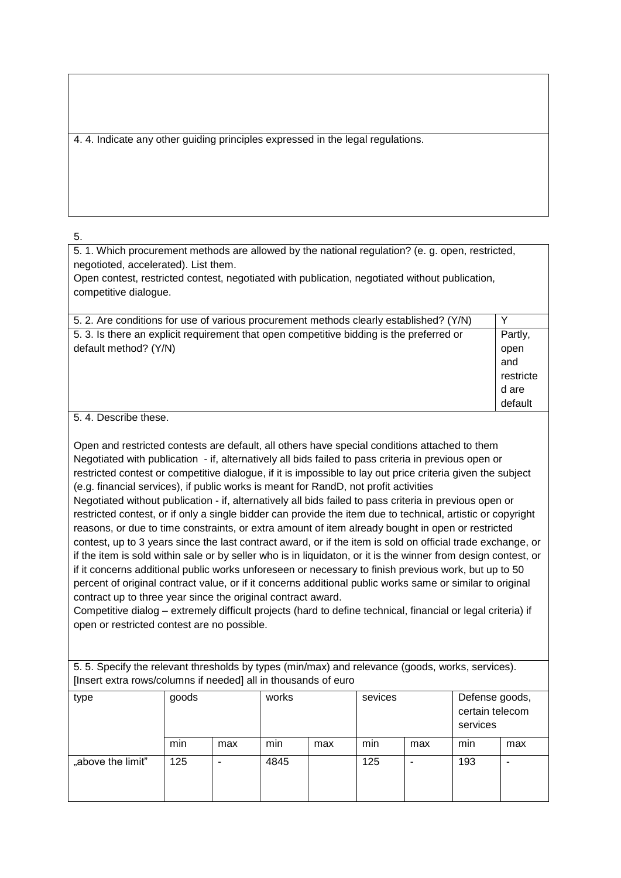4. 4. Indicate any other guiding principles expressed in the legal regulations.

5.

5. 1. Which procurement methods are allowed by the national regulation? (e. g. open, restricted, negotioted, accelerated). List them.

Open contest, restricted contest, negotiated with publication, negotiated without publication, competitive dialogue.

| | |
|---|---|
| 5. 2. Are conditions for use of various procurement methods clearly established? (Y/N) | Y |
| 5. 3. Is there an explicit requirement that open competitive bidding is the preferred or default method? (Y/N) | Partly, open and restricted are default |

5. 4. Describe these.

Open and restricted contests are default, all others have special conditions attached to them

Negotiated with publication - if, alternatively all bids failed to pass criteria in previous open or restricted contest or competitive dialogue, if it is impossible to lay out price criteria given the subject (e.g. financial services), if public works is meant for RandD, not profit activities

Negotiated without publication - if, alternatively all bids failed to pass criteria in previous open or restricted contest, or if only a single bidder can provide the item due to technical, artistic or copyright reasons, or due to time constraints, or extra amount of item already bought in open or restricted contest, up to 3 years since the last contract award, or if the item is sold on official trade exchange, or if the item is sold within sale or by seller who is in liquidaton, or it is the winner from design contest, or if it concerns additional public works unforeseen or necessary to finish previous work, but up to 50 percent of original contract value, or if it concerns additional public works same or similar to original contract up to three year since the original contract award.

Competitive dialog – extremely difficult projects (hard to define technical, financial or legal criteria) if open or restricted contest are no possible.

5. 5. Specify the relevant thresholds by types (min/max) and relevance (goods, works, services). [Insert extra rows/columns if needed] all in thousands of euro

| type | goods | | works | | sevices | | Defense goods, certain telecom services | |
|---|---|---|---|---|---|---|---|---|
| | min | max | min | max | min | max | min | max |
| „above the limit" | 125 | - | 4845 | | 125 | - | 193 | - |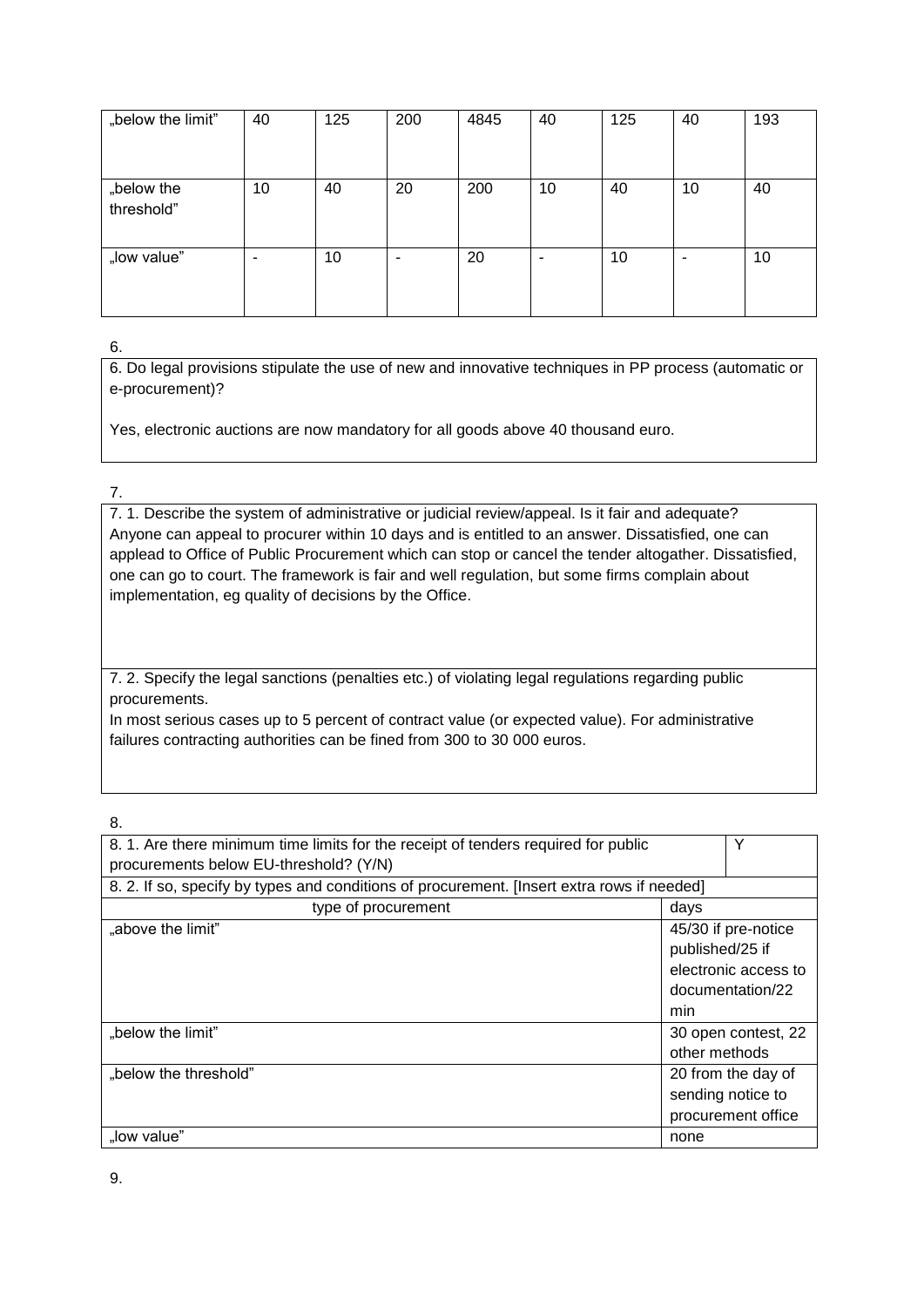| „below the limit" | 40 | 125 | 200 | 4845 | 40 | 125 | 40 | 193 |
|---|---|---|---|---|---|---|---|---|
| „below the threshold" | 10 | 40 | 20 | 200 | 10 | 40 | 10 | 40 |
| „low value" | - | 10 | - | 20 | - | 10 | - | 10 |

6.

6. Do legal provisions stipulate the use of new and innovative techniques in PP process (automatic or e-procurement)?

Yes, electronic auctions are now mandatory for all goods above 40 thousand euro.

7.

7. 1. Describe the system of administrative or judicial review/appeal. Is it fair and adequate?
Anyone can appeal to procurer within 10 days and is entitled to an answer. Dissatisfied, one can applead to Office of Public Procurement which can stop or cancel the tender altogather. Dissatisfied, one can go to court. The framework is fair and well regulation, but some firms complain about implementation, eg quality of decisions by the Office.

7. 2. Specify the legal sanctions (penalties etc.) of violating legal regulations regarding public procurements.
In most serious cases up to 5 percent of contract value (or expected value). For administrative failures contracting authorities can be fined from 300 to 30 000 euros.

8.

| 8. 1. Are there minimum time limits for the receipt of tenders required for public procurements below EU-threshold? (Y/N) | Y |
|---|---|
| 8. 2. If so, specify by types and conditions of procurement. [Insert extra rows if needed] | |
| type of procurement | days |
| „above the limit" | 45/30 if pre-notice published/25 if electronic access to documentation/22 min |
| „below the limit" | 30 open contest, 22 other methods |
| „below the threshold" | 20 from the day of sending notice to procurement office |
| „low value" | none |

9.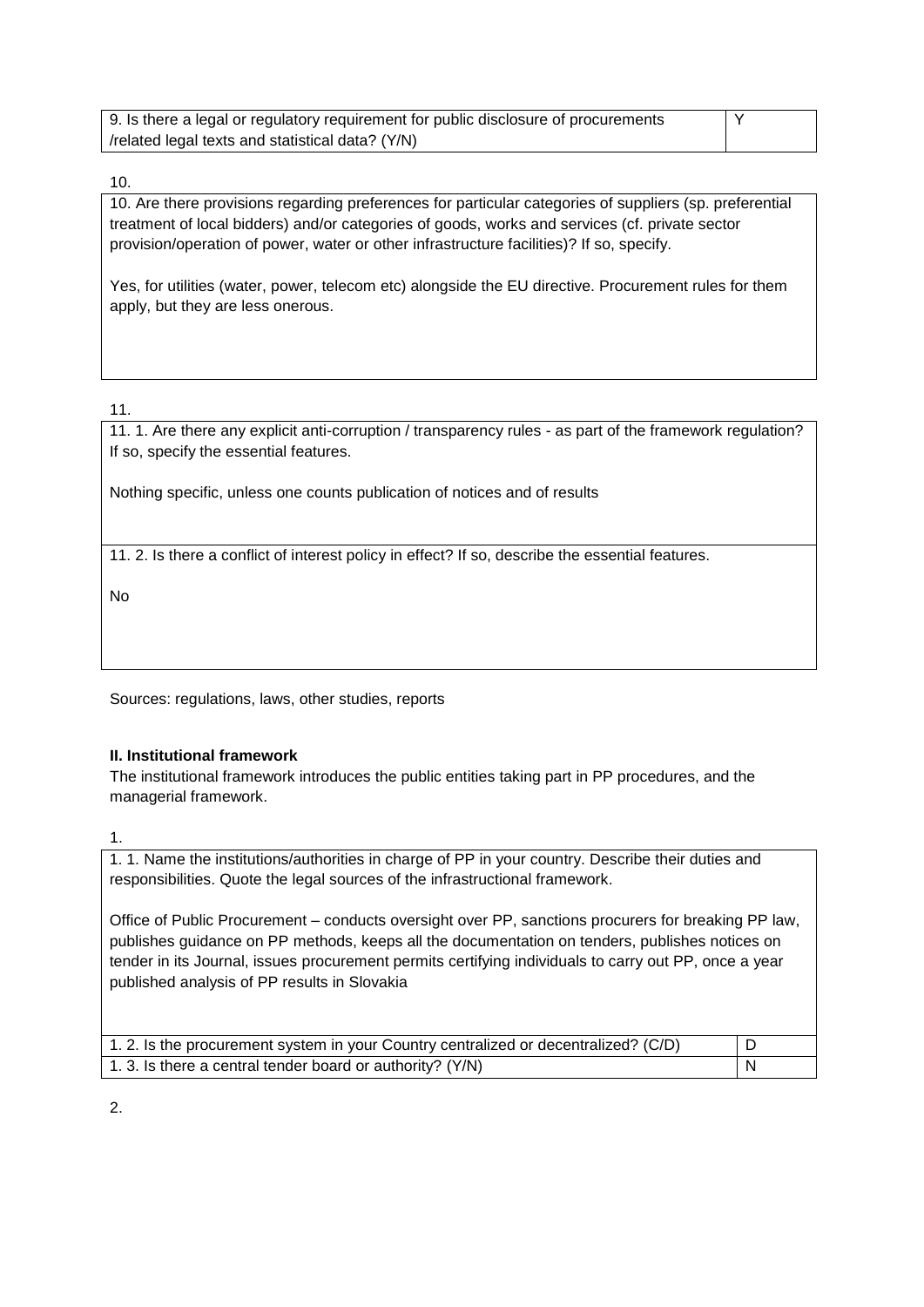| 9. Is there a legal or regulatory requirement for public disclosure of procurements /related legal texts and statistical data? (Y/N) | Y |
|---|---|

10.

10. Are there provisions regarding preferences for particular categories of suppliers (sp. preferential treatment of local bidders) and/or categories of goods, works and services (cf. private sector provision/operation of power, water or other infrastructure facilities)? If so, specify.

Yes, for utilities (water, power, telecom etc) alongside the EU directive. Procurement rules for them apply, but they are less onerous.

11.

11. 1. Are there any explicit anti-corruption / transparency rules - as part of the framework regulation? If so, specify the essential features.

Nothing specific, unless one counts publication of notices and of results

11. 2. Is there a conflict of interest policy in effect? If so, describe the essential features.

No

Sources: regulations, laws, other studies, reports

**II. Institutional framework**

The institutional framework introduces the public entities taking part in PP procedures, and the managerial framework.

1.

1. 1. Name the institutions/authorities in charge of PP in your country. Describe their duties and responsibilities. Quote the legal sources of the infrastructural framework.

Office of Public Procurement – conducts oversight over PP, sanctions procurers for breaking PP law, publishes guidance on PP methods, keeps all the documentation on tenders, publishes notices on tender in its Journal, issues procurement permits certifying individuals to carry out PP, once a year published analysis of PP results in Slovakia

| 1. 2. Is the procurement system in your Country centralized or decentralized? (C/D) | D |
|---|---|
| 1. 3. Is there a central tender board or authority? (Y/N) | N |

2.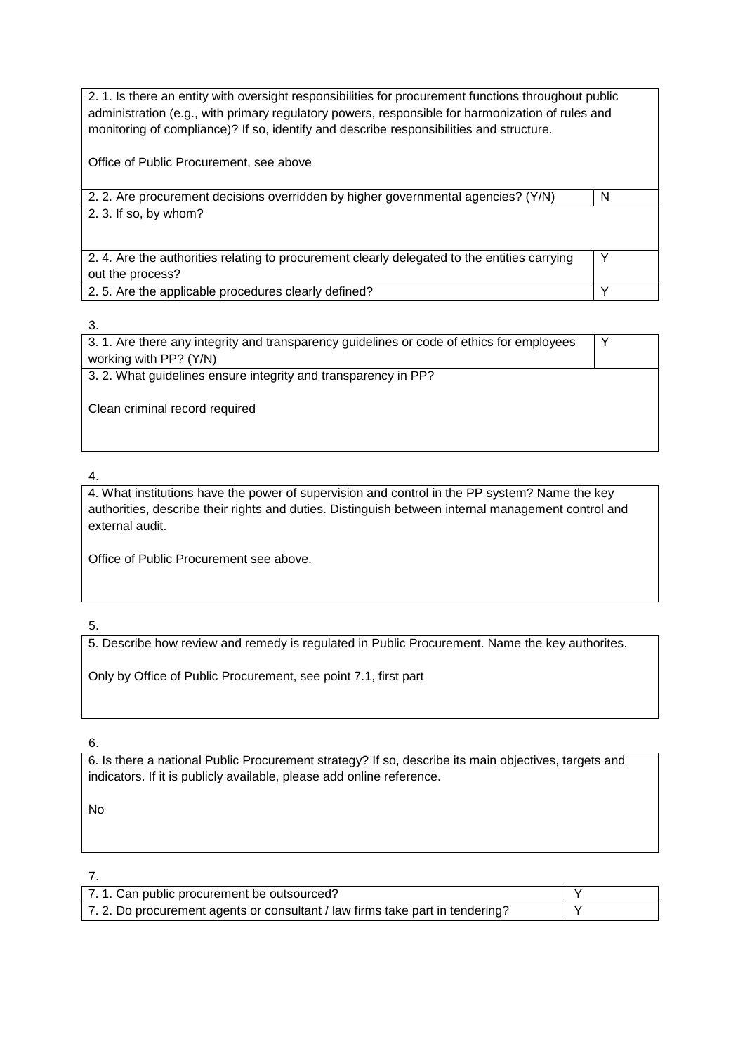| 2. 1. Is there an entity with oversight responsibilities for procurement functions throughout public administration (e.g., with primary regulatory powers, responsible for harmonization of rules and monitoring of compliance)? If so, identify and describe responsibilities and structure.<br><br>Office of Public Procurement, see above | |
|---|---|
| 2. 2. Are procurement decisions overridden by higher governmental agencies? (Y/N) | N |
| 2. 3. If so, by whom? | |
| 2. 4. Are the authorities relating to procurement clearly delegated to the entities carrying out the process? | Y |
| 2. 5. Are the applicable procedures clearly defined? | Y |

3.

| 3. 1. Are there any integrity and transparency guidelines or code of ethics for employees working with PP? (Y/N) | Y |
|---|---|
| 3. 2. What guidelines ensure integrity and transparency in PP?<br><br>Clean criminal record required | |

4.

| 4. What institutions have the power of supervision and control in the PP system? Name the key authorities, describe their rights and duties. Distinguish between internal management control and external audit.<br><br>Office of Public Procurement see above. |
|---|

5.

| 5. Describe how review and remedy is regulated in Public Procurement. Name the key authorites.<br><br>Only by Office of Public Procurement, see point 7.1, first part |
|---|

6.

| 6. Is there a national Public Procurement strategy? If so, describe its main objectives, targets and indicators. If it is publicly available, please add online reference.<br><br>No |
|---|

7.

| 7. 1. Can public procurement be outsourced? | Y |
|---|---|
| 7. 2. Do procurement agents or consultant / law firms take part in tendering? | Y |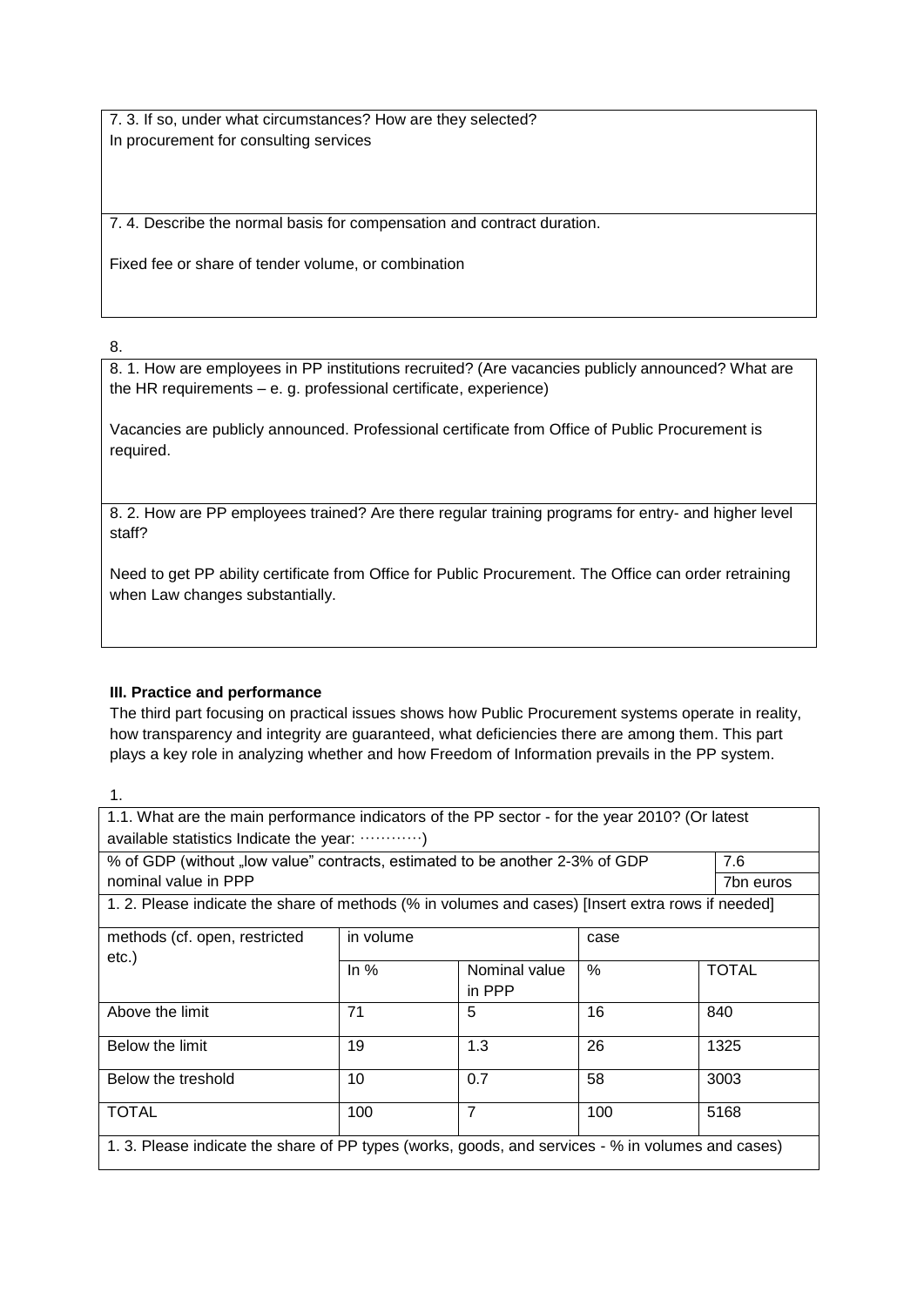7. 3. If so, under what circumstances? How are they selected?

In procurement for consulting services

7. 4. Describe the normal basis for compensation and contract duration.

Fixed fee or share of tender volume, or combination

8.

8. 1. How are employees in PP institutions recruited? (Are vacancies publicly announced? What are the HR requirements – e. g. professional certificate, experience)

Vacancies are publicly announced. Professional certificate from Office of Public Procurement is required.

8. 2. How are PP employees trained? Are there regular training programs for entry- and higher level staff?

Need to get PP ability certificate from Office for Public Procurement. The Office can order retraining when Law changes substantially.

**III. Practice and performance**

The third part focusing on practical issues shows how Public Procurement systems operate in reality, how transparency and integrity are guaranteed, what deficiencies there are among them. This part plays a key role in analyzing whether and how Freedom of Information prevails in the PP system.

1.

1.1. What are the main performance indicators of the PP sector - for the year 2010? (Or latest available statistics Indicate the year: …………)

| | |
|---|---|
| % of GDP (without „low value" contracts, estimated to be another 2-3% of GDP | 7.6 |
| nominal value in PPP | 7bn euros |

1. 2. Please indicate the share of methods (% in volumes and cases) [Insert extra rows if needed]

| methods (cf. open, restricted etc.) | in volume | | case | |
|---|---|---|---|---|
| | In % | Nominal value in PPP | % | TOTAL |
| Above the limit | 71 | 5 | 16 | 840 |
| Below the limit | 19 | 1.3 | 26 | 1325 |
| Below the treshold | 10 | 0.7 | 58 | 3003 |
| TOTAL | 100 | 7 | 100 | 5168 |

1. 3. Please indicate the share of PP types (works, goods, and services - % in volumes and cases)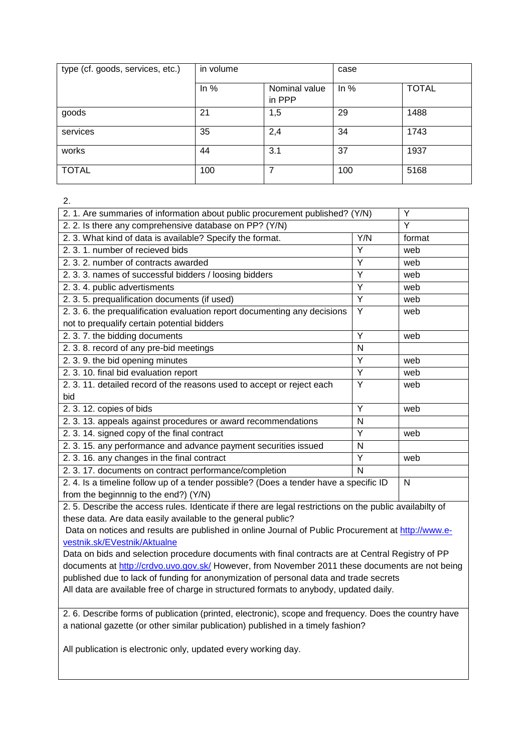| type (cf. goods, services, etc.) | in volume | | case | |
|---|---|---|---|---|
| | In % | Nominal value in PPP | In % | TOTAL |
| goods | 21 | 1,5 | 29 | 1488 |
| services | 35 | 2,4 | 34 | 1743 |
| works | 44 | 3.1 | 37 | 1937 |
| TOTAL | 100 | 7 | 100 | 5168 |

2.

| 2. 1. Are summaries of information about public procurement published? (Y/N) | | Y |
|---|---|---|
| 2. 2. Is there any comprehensive database on PP? (Y/N) | | Y |
| 2. 3. What kind of data is available? Specify the format. | Y/N | format |
| 2. 3. 1. number of recieved bids | Y | web |
| 2. 3. 2. number of contracts awarded | Y | web |
| 2. 3. 3. names of successful bidders / loosing bidders | Y | web |
| 2. 3. 4. public advertisments | Y | web |
| 2. 3. 5. prequalification documents (if used) | Y | web |
| 2. 3. 6. the prequalification evaluation report documenting any decisions not to prequalify certain potential bidders | Y | web |
| 2. 3. 7. the bidding documents | Y | web |
| 2. 3. 8. record of any pre-bid meetings | N | |
| 2. 3. 9. the bid opening minutes | Y | web |
| 2. 3. 10. final bid evaluation report | Y | web |
| 2. 3. 11. detailed record of the reasons used to accept or reject each bid | Y | web |
| 2. 3. 12. copies of bids | Y | web |
| 2. 3. 13. appeals against procedures or award recommendations | N | |
| 2. 3. 14. signed copy of the final contract | Y | web |
| 2. 3. 15. any performance and advance payment securities issued | N | |
| 2. 3. 16. any changes in the final contract | Y | web |
| 2. 3. 17. documents on contract performance/completion | N | |
| 2. 4. Is a timeline follow up of a tender possible? (Does a tender have a specific ID from the beginnnig to the end?) (Y/N) | | N |

2. 5. Describe the access rules. Identicate if there are legal restrictions on the public availabilty of these data. Are data easily available to the general public?

Data on notices and results are published in online Journal of Public Procurement at http://www.e-vestnik.sk/EVestnik/Aktualne

Data on bids and selection procedure documents with final contracts are at Central Registry of PP documents at http://crdvo.uvo.gov.sk/ However, from November 2011 these documents are not being published due to lack of funding for anonymization of personal data and trade secrets

All data are available free of charge in structured formats to anybody, updated daily.

2. 6. Describe forms of publication (printed, electronic), scope and frequency. Does the country have a national gazette (or other similar publication) published in a timely fashion?

All publication is electronic only, updated every working day.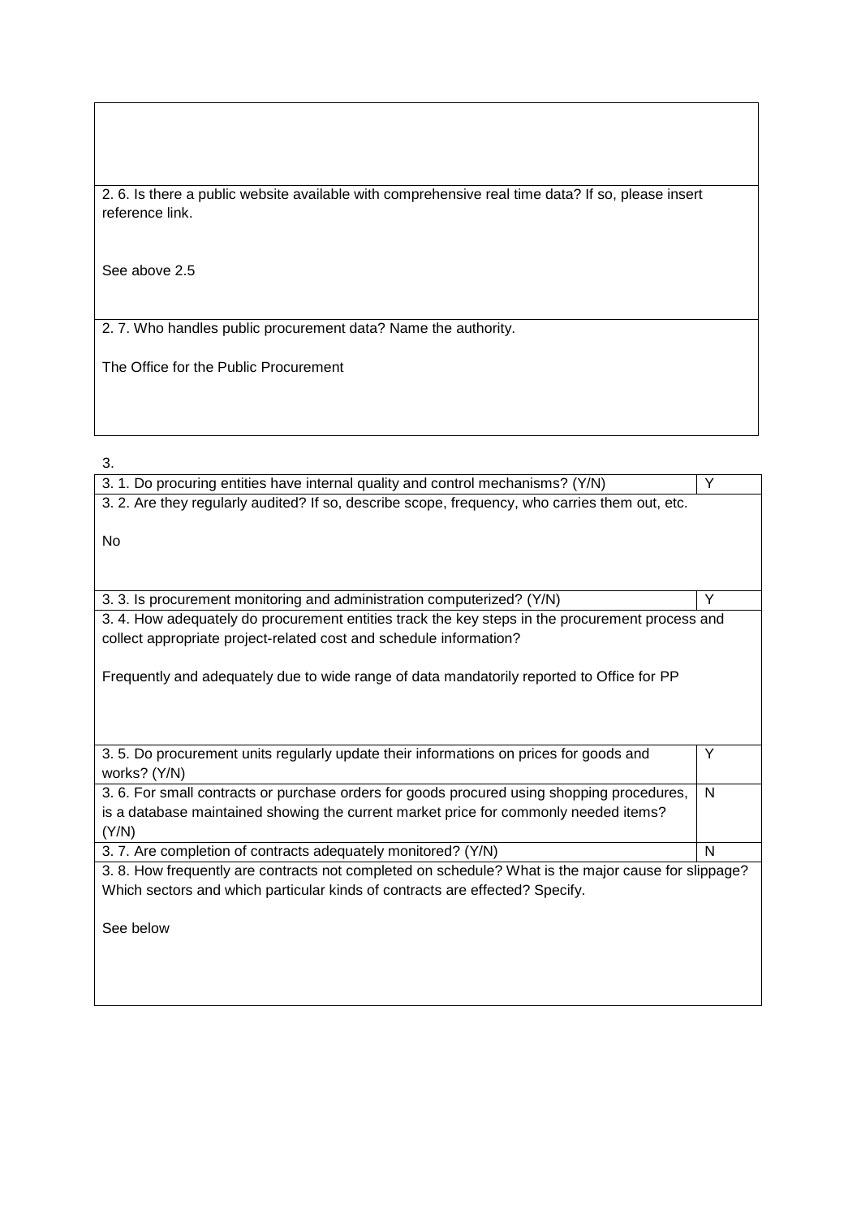| |
|---|
| |
| 2. 6. Is there a public website available with comprehensive real time data? If so, please insert reference link.<br><br>See above 2.5 |
| 2. 7. Who handles public procurement data? Name the authority.<br><br>The Office for the Public Procurement |

3.

| | |
|---|---|
| 3. 1. Do procuring entities have internal quality and control mechanisms? (Y/N) | Y |
| 3. 2. Are they regularly audited? If so, describe scope, frequency, who carries them out, etc.<br><br>No | |
| 3. 3. Is procurement monitoring and administration computerized? (Y/N) | Y |
| 3. 4. How adequately do procurement entities track the key steps in the procurement process and collect appropriate project-related cost and schedule information?<br><br>Frequently and adequately due to wide range of data mandatorily reported to Office for PP | |
| 3. 5. Do procurement units regularly update their informations on prices for goods and works? (Y/N) | Y |
| 3. 6. For small contracts or purchase orders for goods procured using shopping procedures, is a database maintained showing the current market price for commonly needed items? (Y/N) | N |
| 3. 7. Are completion of contracts adequately monitored? (Y/N) | N |
| 3. 8. How frequently are contracts not completed on schedule? What is the major cause for slippage? Which sectors and which particular kinds of contracts are effected? Specify.<br><br>See below | |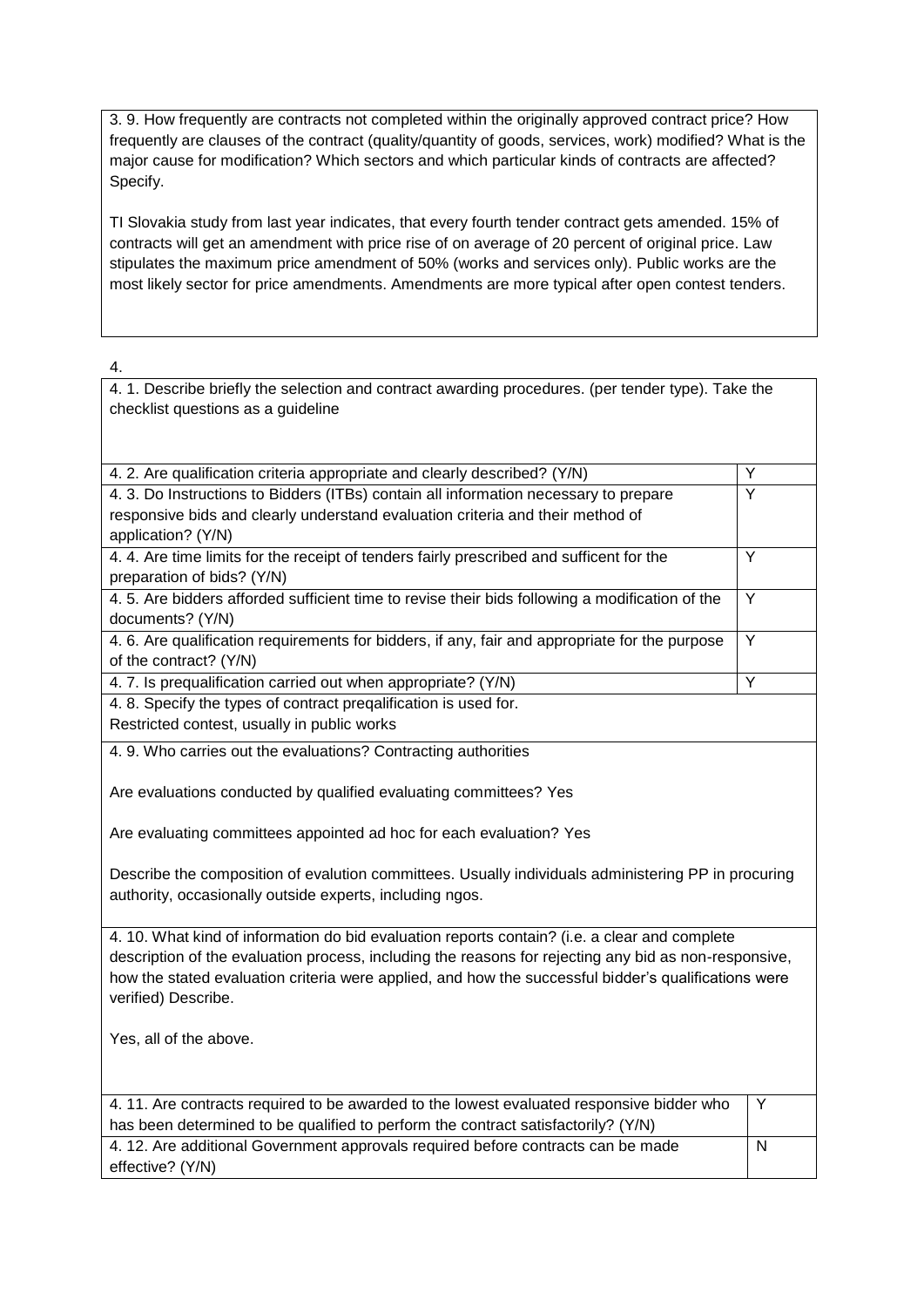3. 9. How frequently are contracts not completed within the originally approved contract price? How frequently are clauses of the contract (quality/quantity of goods, services, work) modified? What is the major cause for modification? Which sectors and which particular kinds of contracts are affected? Specify.

TI Slovakia study from last year indicates, that every fourth tender contract gets amended. 15% of contracts will get an amendment with price rise of on average of 20 percent of original price. Law stipulates the maximum price amendment of 50% (works and services only). Public works are the most likely sector for price amendments. Amendments are more typical after open contest tenders.

4.

4. 1. Describe briefly the selection and contract awarding procedures. (per tender type). Take the checklist questions as a guideline

| Question | Answer |
|---|---|
| 4. 2. Are qualification criteria appropriate and clearly described? (Y/N) | Y |
| 4. 3. Do Instructions to Bidders (ITBs) contain all information necessary to prepare responsive bids and clearly understand evaluation criteria and their method of application? (Y/N) | Y |
| 4. 4. Are time limits for the receipt of tenders fairly prescribed and sufficent for the preparation of bids? (Y/N) | Y |
| 4. 5. Are bidders afforded sufficient time to revise their bids following a modification of the documents? (Y/N) | Y |
| 4. 6. Are qualification requirements for bidders, if any, fair and appropriate for the purpose of the contract? (Y/N) | Y |
| 4. 7. Is prequalification carried out when appropriate? (Y/N) | Y |

4. 8. Specify the types of contract preqalification is used for.
Restricted contest, usually in public works

4. 9. Who carries out the evaluations? Contracting authorities

Are evaluations conducted by qualified evaluating committees? Yes

Are evaluating committees appointed ad hoc for each evaluation? Yes

Describe the composition of evalution committees. Usually individuals administering PP in procuring authority, occasionally outside experts, including ngos.

4. 10. What kind of information do bid evaluation reports contain? (i.e. a clear and complete description of the evaluation process, including the reasons for rejecting any bid as non-responsive, how the stated evaluation criteria were applied, and how the successful bidder's qualifications were verified) Describe.

Yes, all of the above.

| Question | Answer |
|---|---|
| 4. 11. Are contracts required to be awarded to the lowest evaluated responsive bidder who has been determined to be qualified to perform the contract satisfactorily? (Y/N) | Y |
| 4. 12. Are additional Government approvals required before contracts can be made effective? (Y/N) | N |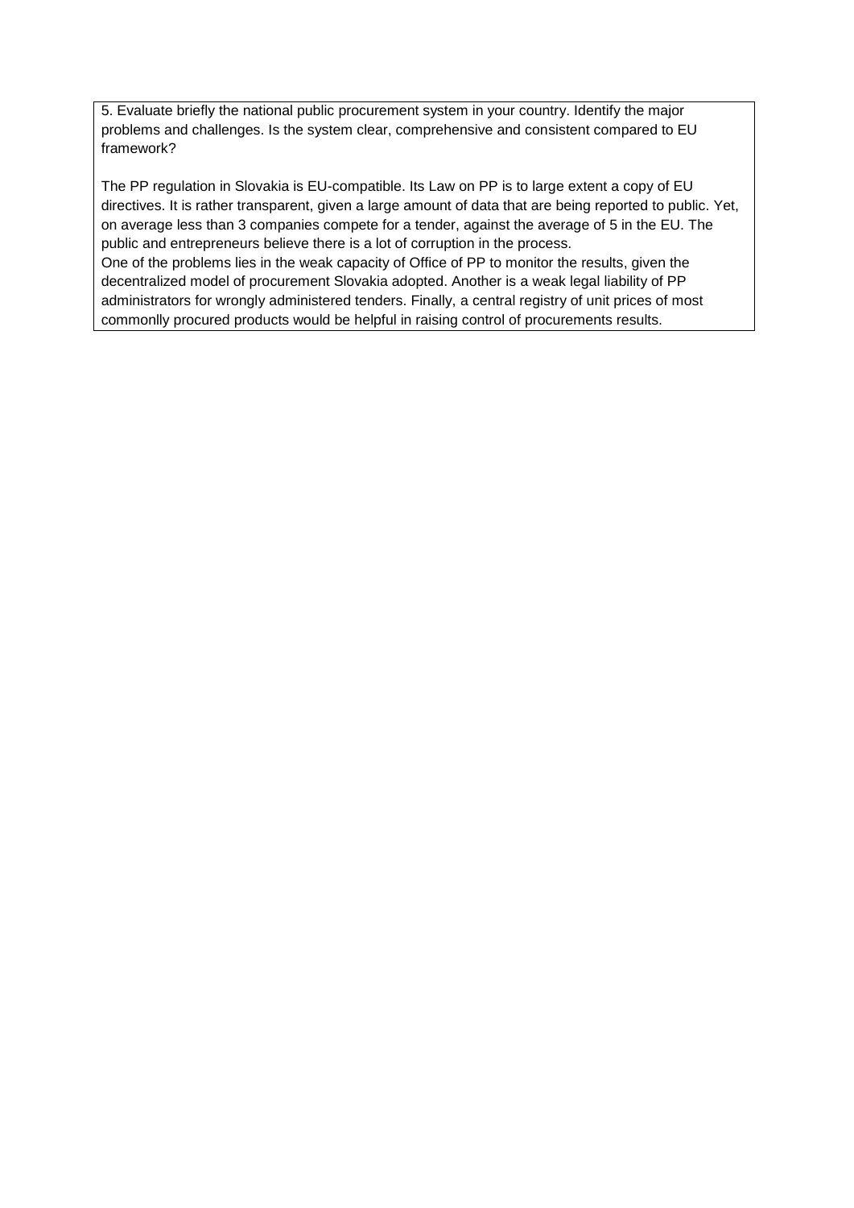5. Evaluate briefly the national public procurement system in your country. Identify the major problems and challenges. Is the system clear, comprehensive and consistent compared to EU framework?

The PP regulation in Slovakia is EU-compatible. Its Law on PP is to large extent a copy of EU directives. It is rather transparent, given a large amount of data that are being reported to public. Yet, on average less than 3 companies compete for a tender, against the average of 5 in the EU. The public and entrepreneurs believe there is a lot of corruption in the process.
One of the problems lies in the weak capacity of Office of PP to monitor the results, given the decentralized model of procurement Slovakia adopted. Another is a weak legal liability of PP administrators for wrongly administered tenders. Finally, a central registry of unit prices of most commonlly procured products would be helpful in raising control of procurements results.